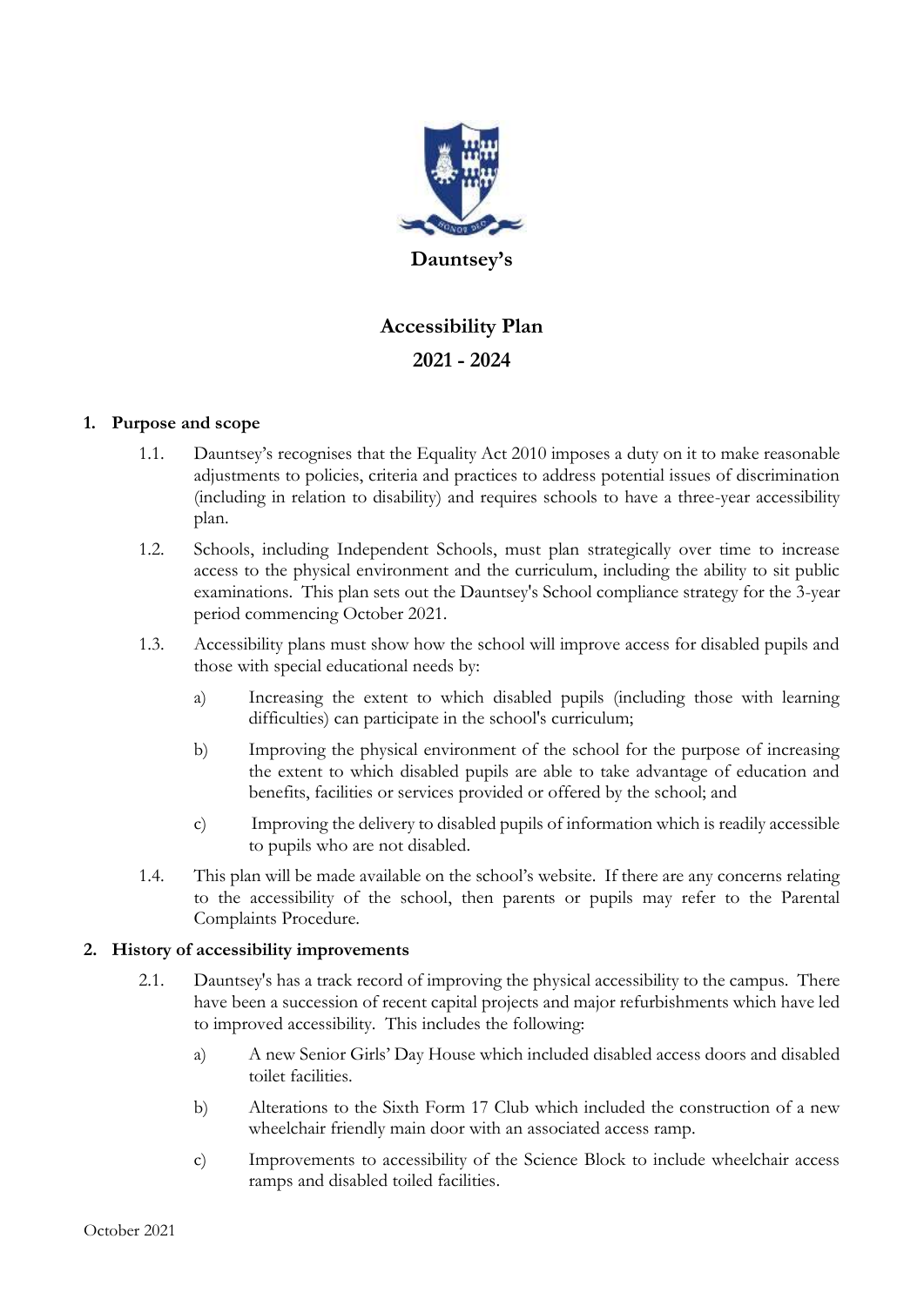**Dauntsey's**

# Accessibility Plan

## 2021 - 2024

### 1. Purpose and scope

1.1. Dauntsey's recognises that the Equality Act 2010 imposes a duty on it to make reasonable adjustments to policies, criteria and practices to address potential issues of discrimination (including in relation to disability) and requires schools to have a three-year accessibility plan.

1.2. Schools, including Independent Schools, must plan strategically over time to increase access to the physical environment and the curriculum, including the ability to sit public examinations. This plan sets out the Dauntsey's School compliance strategy for the 3-year period commencing October 2021.

1.3. Accessibility plans must show how the school will improve access for disabled pupils and those with special educational needs by:

a) Increasing the extent to which disabled pupils (including those with learning difficulties) can participate in the school's curriculum;

b) Improving the physical environment of the school for the purpose of increasing the extent to which disabled pupils are able to take advantage of education and benefits, facilities or services provided or offered by the school; and

c) Improving the delivery to disabled pupils of information which is readily accessible to pupils who are not disabled.

1.4. This plan will be made available on the school's website. If there are any concerns relating to the accessibility of the school, then parents or pupils may refer to the Parental Complaints Procedure.

### 2. History of accessibility improvements

2.1. Dauntsey's has a track record of improving the physical accessibility to the campus. There have been a succession of recent capital projects and major refurbishments which have led to improved accessibility. This includes the following:

a) A new Senior Girls' Day House which included disabled access doors and disabled toilet facilities.

b) Alterations to the Sixth Form 17 Club which included the construction of a new wheelchair friendly main door with an associated access ramp.

c) Improvements to accessibility of the Science Block to include wheelchair access ramps and disabled toiled facilities.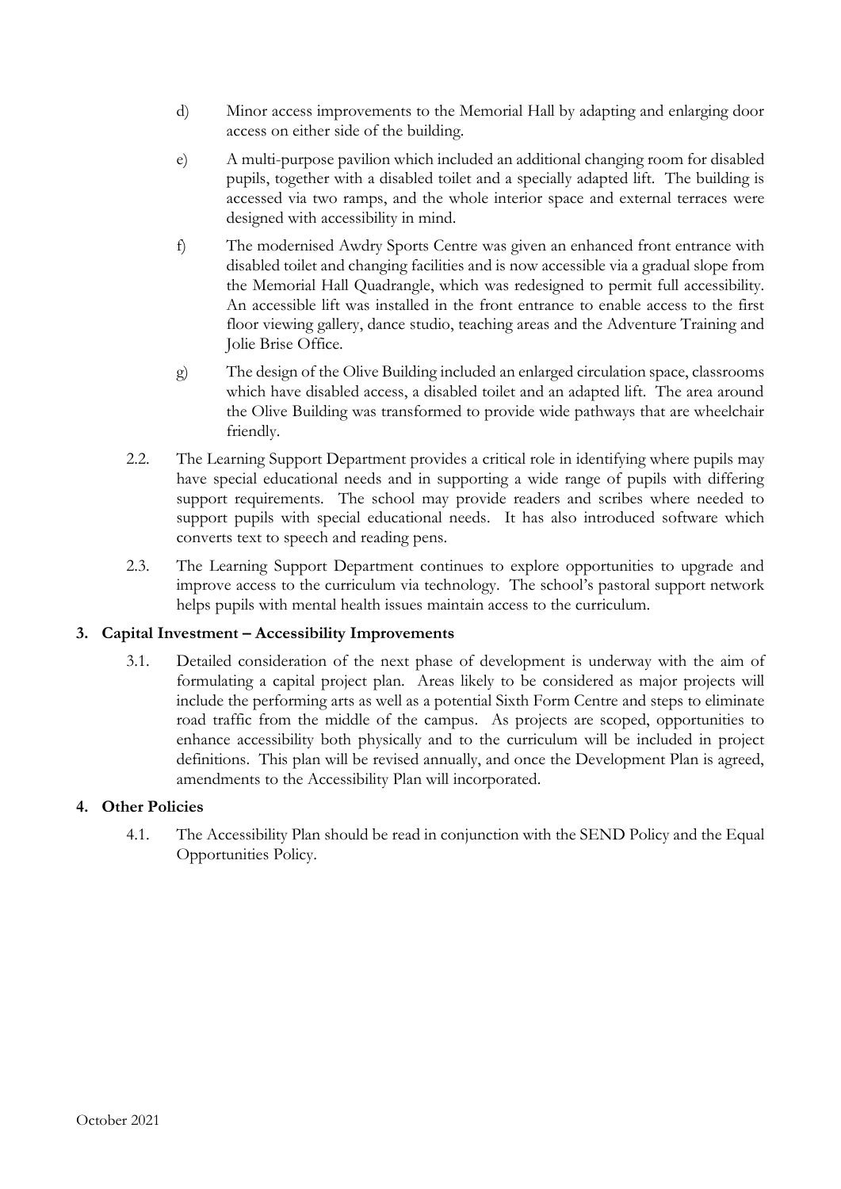d) Minor access improvements to the Memorial Hall by adapting and enlarging door access on either side of the building.

e) A multi-purpose pavilion which included an additional changing room for disabled pupils, together with a disabled toilet and a specially adapted lift. The building is accessed via two ramps, and the whole interior space and external terraces were designed with accessibility in mind.

f) The modernised Awdry Sports Centre was given an enhanced front entrance with disabled toilet and changing facilities and is now accessible via a gradual slope from the Memorial Hall Quadrangle, which was redesigned to permit full accessibility. An accessible lift was installed in the front entrance to enable access to the first floor viewing gallery, dance studio, teaching areas and the Adventure Training and Jolie Brise Office.

g) The design of the Olive Building included an enlarged circulation space, classrooms which have disabled access, a disabled toilet and an adapted lift. The area around the Olive Building was transformed to provide wide pathways that are wheelchair friendly.

2.2. The Learning Support Department provides a critical role in identifying where pupils may have special educational needs and in supporting a wide range of pupils with differing support requirements. The school may provide readers and scribes where needed to support pupils with special educational needs. It has also introduced software which converts text to speech and reading pens.

2.3. The Learning Support Department continues to explore opportunities to upgrade and improve access to the curriculum via technology. The school's pastoral support network helps pupils with mental health issues maintain access to the curriculum.

## 3. Capital Investment – Accessibility Improvements

3.1. Detailed consideration of the next phase of development is underway with the aim of formulating a capital project plan. Areas likely to be considered as major projects will include the performing arts as well as a potential Sixth Form Centre and steps to eliminate road traffic from the middle of the campus. As projects are scoped, opportunities to enhance accessibility both physically and to the curriculum will be included in project definitions. This plan will be revised annually, and once the Development Plan is agreed, amendments to the Accessibility Plan will incorporated.

## 4. Other Policies

4.1. The Accessibility Plan should be read in conjunction with the SEND Policy and the Equal Opportunities Policy.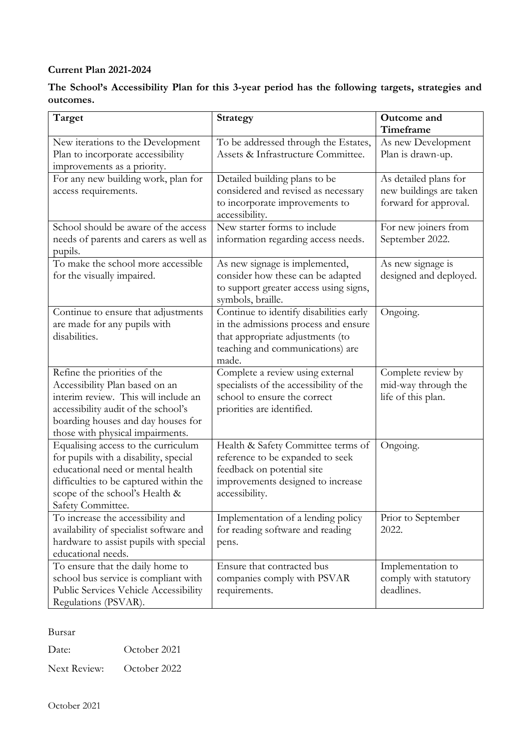**Current Plan 2021-2024**

**The School's Accessibility Plan for this 3-year period has the following targets, strategies and outcomes.**

| Target | Strategy | Outcome and Timeframe |
|---|---|---|
| New iterations to the Development Plan to incorporate accessibility improvements as a priority. | To be addressed through the Estates, Assets & Infrastructure Committee. | As new Development Plan is drawn-up. |
| For any new building work, plan for access requirements. | Detailed building plans to be considered and revised as necessary to incorporate improvements to accessibility. | As detailed plans for new buildings are taken forward for approval. |
| School should be aware of the access needs of parents and carers as well as pupils. | New starter forms to include information regarding access needs. | For new joiners from September 2022. |
| To make the school more accessible for the visually impaired. | As new signage is implemented, consider how these can be adapted to support greater access using signs, symbols, braille. | As new signage is designed and deployed. |
| Continue to ensure that adjustments are made for any pupils with disabilities. | Continue to identify disabilities early in the admissions process and ensure that appropriate adjustments (to teaching and communications) are made. | Ongoing. |
| Refine the priorities of the Accessibility Plan based on an interim review. This will include an accessibility audit of the school's boarding houses and day houses for those with physical impairments. | Complete a review using external specialists of the accessibility of the school to ensure the correct priorities are identified. | Complete review by mid-way through the life of this plan. |
| Equalising access to the curriculum for pupils with a disability, special educational need or mental health difficulties to be captured within the scope of the school's Health & Safety Committee. | Health & Safety Committee terms of reference to be expanded to seek feedback on potential site improvements designed to increase accessibility. | Ongoing. |
| To increase the accessibility and availability of specialist software and hardware to assist pupils with special educational needs. | Implementation of a lending policy for reading software and reading pens. | Prior to September 2022. |
| To ensure that the daily home to school bus service is compliant with Public Services Vehicle Accessibility Regulations (PSVAR). | Ensure that contracted bus companies comply with PSVAR requirements. | Implementation to comply with statutory deadlines. |

Bursar

Date: October 2021

Next Review: October 2022